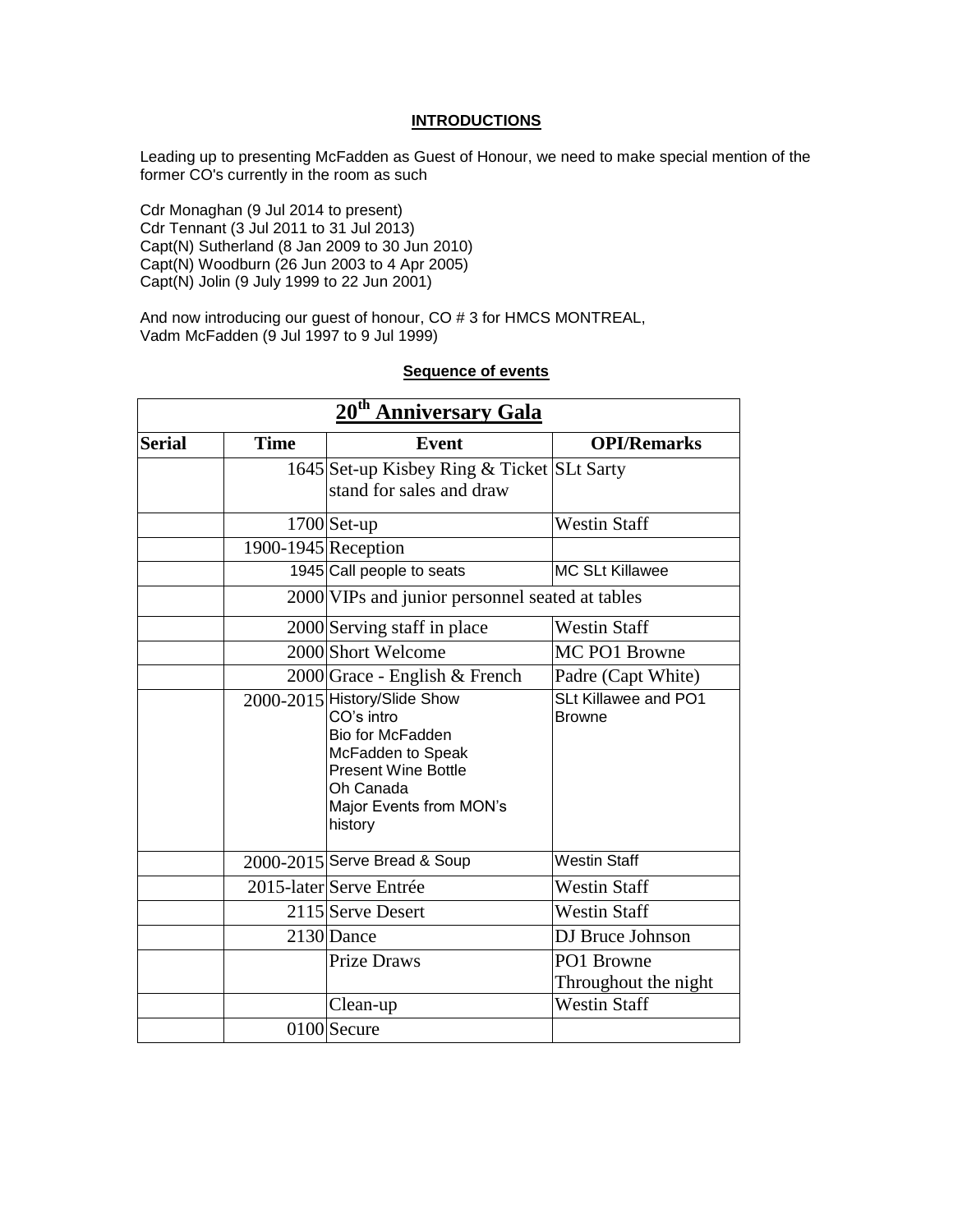## INTRODUCTIONS

Leading up to presenting McFadden as Guest of Honour, we need to make special mention of the former CO's currently in the room as such

Cdr Monaghan (9 Jul 2014 to present)
Cdr Tennant (3 Jul 2011 to 31 Jul 2013)
Capt(N) Sutherland (8 Jan 2009 to 30 Jun 2010)
Capt(N) Woodburn (26 Jun 2003 to 4 Apr 2005)
Capt(N) Jolin (9 July 1999 to 22 Jun 2001)

And now introducing our guest of honour, CO # 3 for HMCS MONTREAL,
Vadm McFadden (9 Jul 1997 to 9 Jul 1999)

## Sequence of events

| 20th Anniversary Gala | | | |
|---|---|---|---|
| **Serial** | **Time** | **Event** | **OPI/Remarks** |
| | 1645 | Set-up Kisbey Ring & Ticket stand for sales and draw | SLt Sarty |
| | 1700 | Set-up | Westin Staff |
| | 1900-1945 | Reception | |
| | 1945 | Call people to seats | MC SLt Killawee |
| | 2000 | VIPs and junior personnel seated at tables | |
| | 2000 | Serving staff in place | Westin Staff |
| | 2000 | Short Welcome | MC PO1 Browne |
| | 2000 | Grace - English & French | Padre (Capt White) |
| | 2000-2015 | History/Slide Show<br>CO's intro<br>Bio for McFadden<br>McFadden to Speak<br>Present Wine Bottle<br>Oh Canada<br>Major Events from MON's history | SLt Killawee and PO1 Browne |
| | 2000-2015 | Serve Bread & Soup | Westin Staff |
| | 2015-later | Serve Entrée | Westin Staff |
| | 2115 | Serve Desert | Westin Staff |
| | 2130 | Dance | DJ Bruce Johnson |
| | | Prize Draws | PO1 Browne Throughout the night |
| | | Clean-up | Westin Staff |
| | 0100 | Secure | |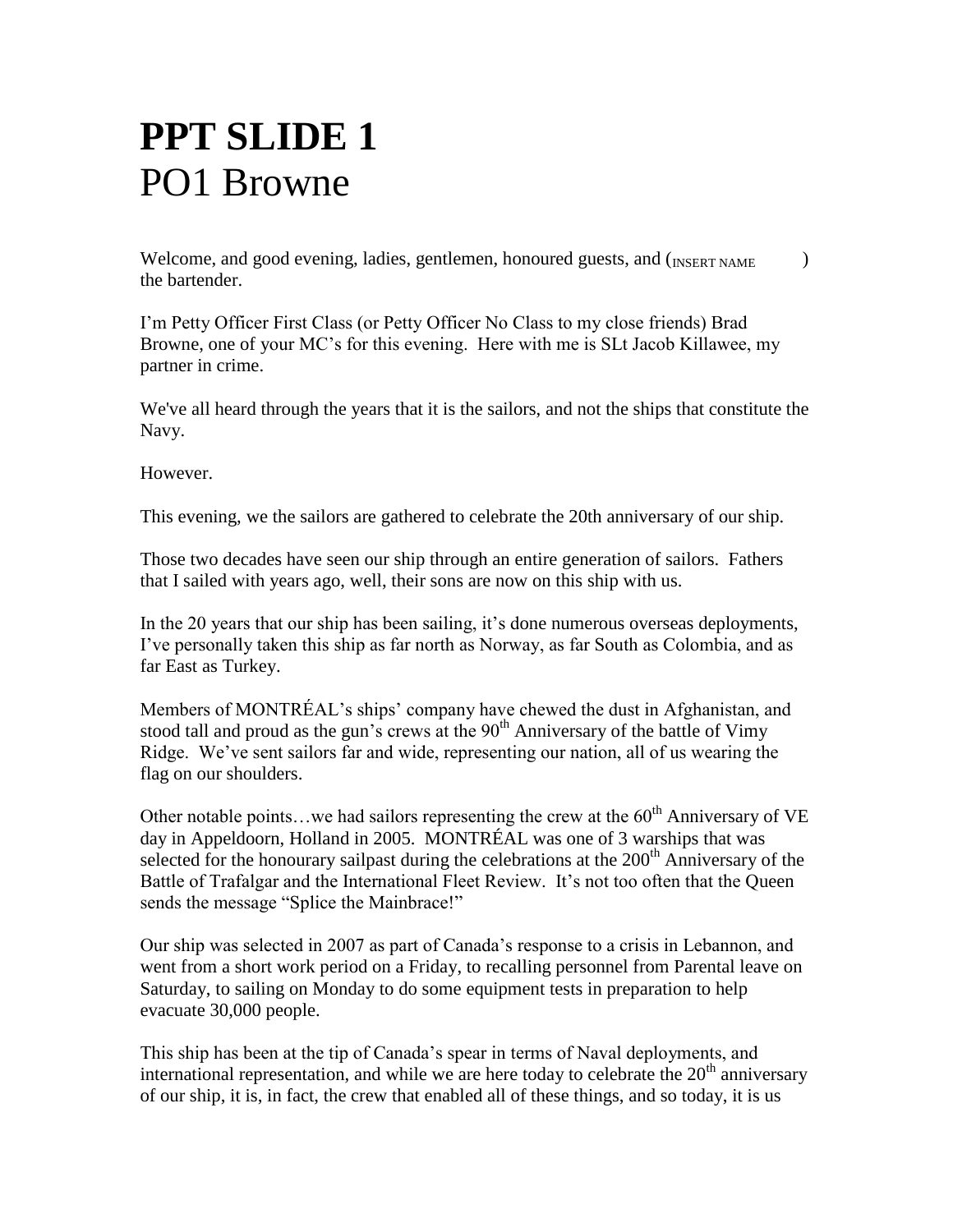# PPT SLIDE 1
PO1 Browne

Welcome, and good evening, ladies, gentlemen, honoured guests, and (INSERT NAME ) the bartender.

I'm Petty Officer First Class (or Petty Officer No Class to my close friends) Brad Browne, one of your MC's for this evening. Here with me is SLt Jacob Killawee, my partner in crime.

We've all heard through the years that it is the sailors, and not the ships that constitute the Navy.

However.

This evening, we the sailors are gathered to celebrate the 20th anniversary of our ship.

Those two decades have seen our ship through an entire generation of sailors. Fathers that I sailed with years ago, well, their sons are now on this ship with us.

In the 20 years that our ship has been sailing, it's done numerous overseas deployments, I've personally taken this ship as far north as Norway, as far South as Colombia, and as far East as Turkey.

Members of MONTRÉAL's ships' company have chewed the dust in Afghanistan, and stood tall and proud as the gun's crews at the 90th Anniversary of the battle of Vimy Ridge. We've sent sailors far and wide, representing our nation, all of us wearing the flag on our shoulders.

Other notable points…we had sailors representing the crew at the 60th Anniversary of VE day in Appeldoorn, Holland in 2005. MONTRÉAL was one of 3 warships that was selected for the honourary sailpast during the celebrations at the 200th Anniversary of the Battle of Trafalgar and the International Fleet Review. It's not too often that the Queen sends the message "Splice the Mainbrace!"

Our ship was selected in 2007 as part of Canada's response to a crisis in Lebannon, and went from a short work period on a Friday, to recalling personnel from Parental leave on Saturday, to sailing on Monday to do some equipment tests in preparation to help evacuate 30,000 people.

This ship has been at the tip of Canada's spear in terms of Naval deployments, and international representation, and while we are here today to celebrate the 20th anniversary of our ship, it is, in fact, the crew that enabled all of these things, and so today, it is us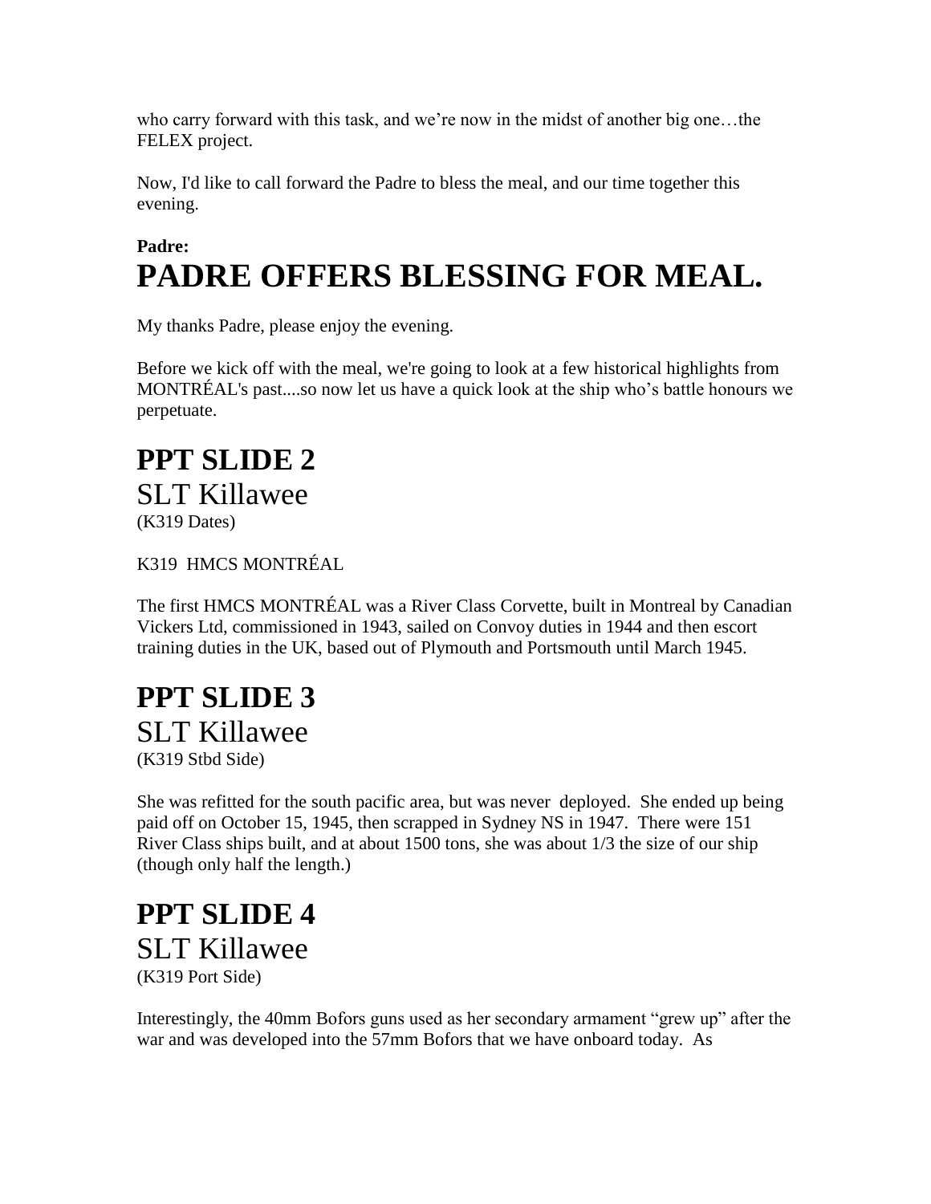who carry forward with this task, and we're now in the midst of another big one…the FELEX project.

Now, I'd like to call forward the Padre to bless the meal, and our time together this evening.

**Padre:**

# PADRE OFFERS BLESSING FOR MEAL.

My thanks Padre, please enjoy the evening.

Before we kick off with the meal, we're going to look at a few historical highlights from MONTRÉAL's past....so now let us have a quick look at the ship who's battle honours we perpetuate.

# PPT SLIDE 2

## SLT Killawee

(K319 Dates)

K319 HMCS MONTRÉAL

The first HMCS MONTRÉAL was a River Class Corvette, built in Montreal by Canadian Vickers Ltd, commissioned in 1943, sailed on Convoy duties in 1944 and then escort training duties in the UK, based out of Plymouth and Portsmouth until March 1945.

# PPT SLIDE 3

## SLT Killawee

(K319 Stbd Side)

She was refitted for the south pacific area, but was never deployed. She ended up being paid off on October 15, 1945, then scrapped in Sydney NS in 1947. There were 151 River Class ships built, and at about 1500 tons, she was about 1/3 the size of our ship (though only half the length.)

# PPT SLIDE 4

## SLT Killawee

(K319 Port Side)

Interestingly, the 40mm Bofors guns used as her secondary armament "grew up" after the war and was developed into the 57mm Bofors that we have onboard today. As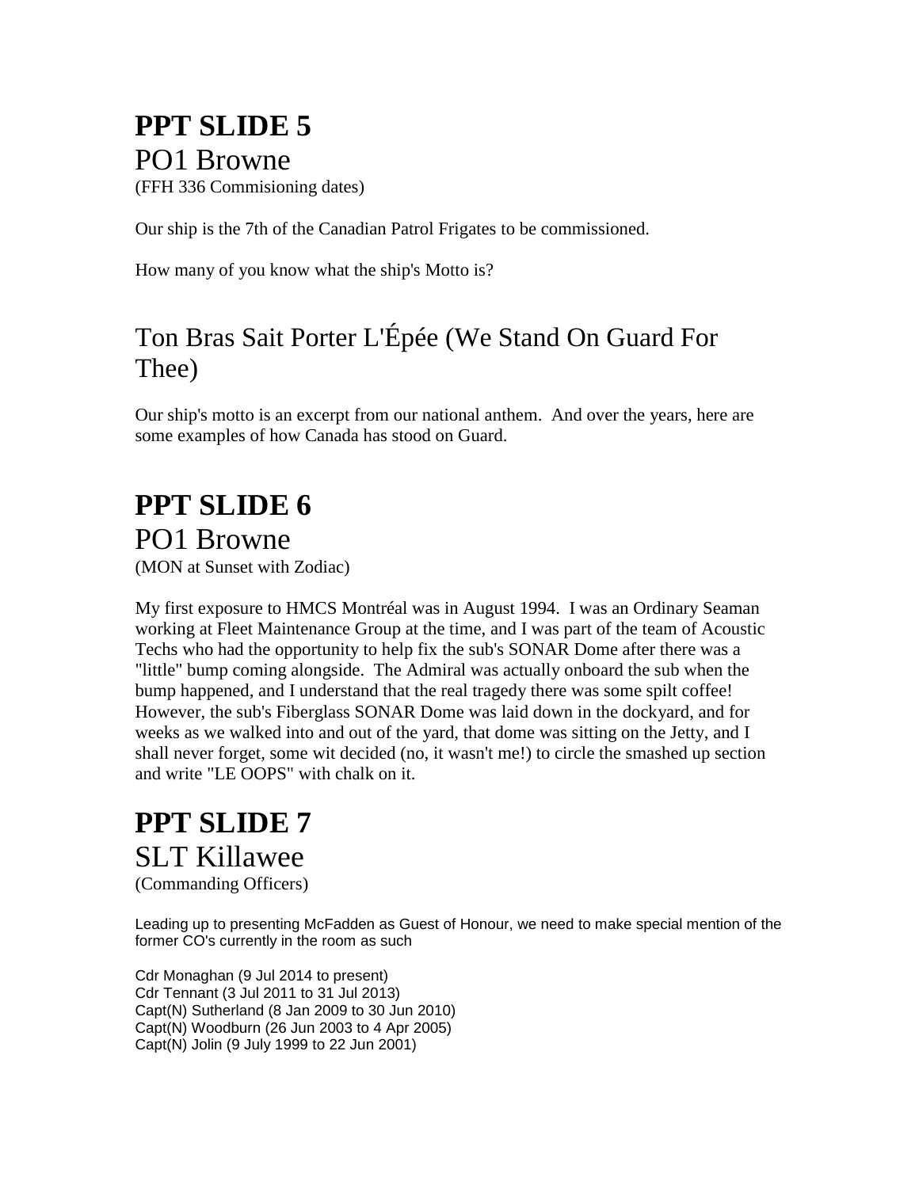# PPT SLIDE 5

## PO1 Browne

(FFH 336 Commisioning dates)

Our ship is the 7th of the Canadian Patrol Frigates to be commissioned.

How many of you know what the ship's Motto is?

## Ton Bras Sait Porter L'Épée (We Stand On Guard For Thee)

Our ship's motto is an excerpt from our national anthem. And over the years, here are some examples of how Canada has stood on Guard.

# PPT SLIDE 6

## PO1 Browne

(MON at Sunset with Zodiac)

My first exposure to HMCS Montréal was in August 1994. I was an Ordinary Seaman working at Fleet Maintenance Group at the time, and I was part of the team of Acoustic Techs who had the opportunity to help fix the sub's SONAR Dome after there was a "little" bump coming alongside. The Admiral was actually onboard the sub when the bump happened, and I understand that the real tragedy there was some spilt coffee! However, the sub's Fiberglass SONAR Dome was laid down in the dockyard, and for weeks as we walked into and out of the yard, that dome was sitting on the Jetty, and I shall never forget, some wit decided (no, it wasn't me!) to circle the smashed up section and write "LE OOPS" with chalk on it.

# PPT SLIDE 7

## SLT Killawee

(Commanding Officers)

Leading up to presenting McFadden as Guest of Honour, we need to make special mention of the former CO's currently in the room as such

Cdr Monaghan (9 Jul 2014 to present)
Cdr Tennant (3 Jul 2011 to 31 Jul 2013)
Capt(N) Sutherland (8 Jan 2009 to 30 Jun 2010)
Capt(N) Woodburn (26 Jun 2003 to 4 Apr 2005)
Capt(N) Jolin (9 July 1999 to 22 Jun 2001)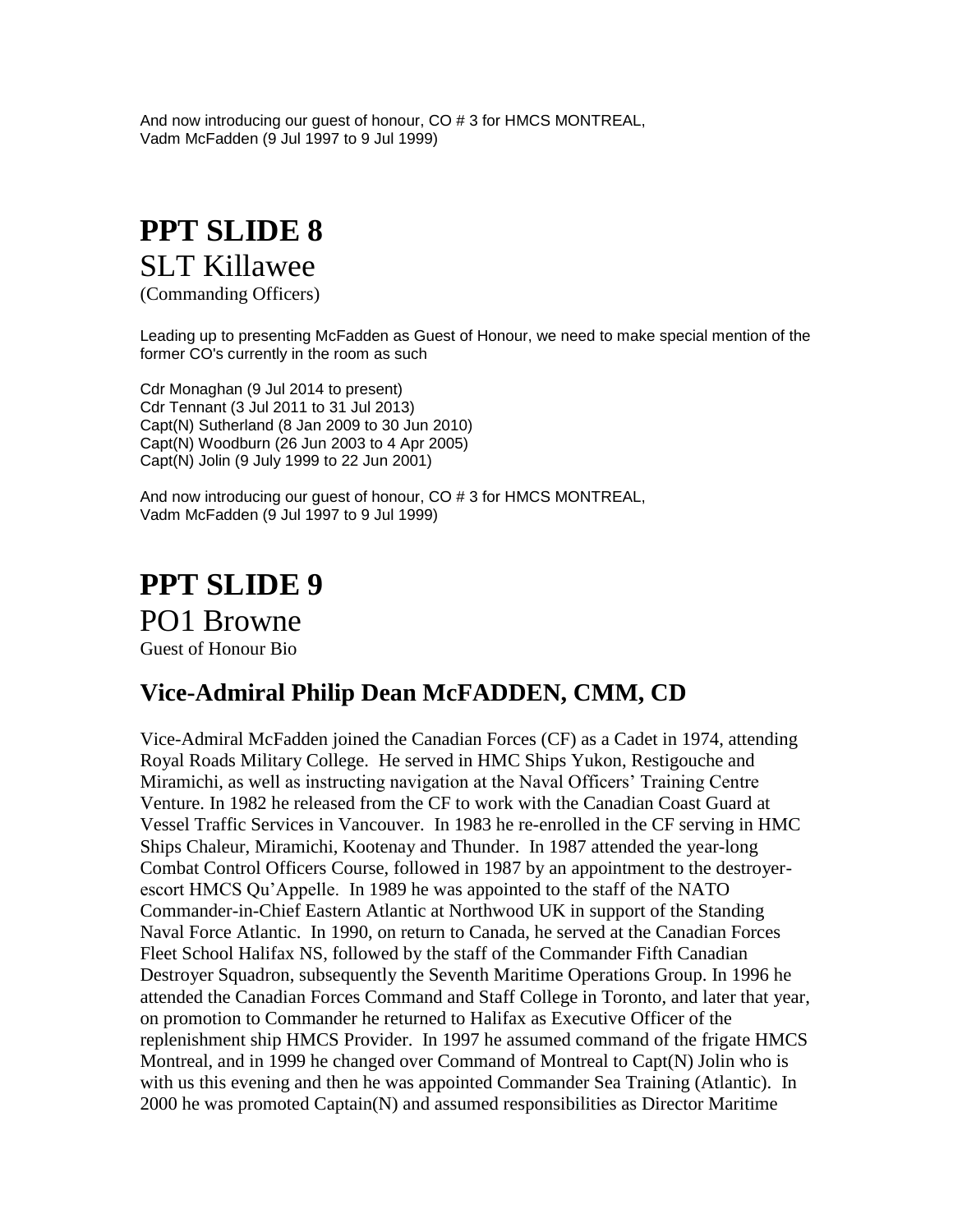And now introducing our guest of honour, CO # 3 for HMCS MONTREAL,
Vadm McFadden (9 Jul 1997 to 9 Jul 1999)

# PPT SLIDE 8

## SLT Killawee

(Commanding Officers)

Leading up to presenting McFadden as Guest of Honour, we need to make special mention of the former CO's currently in the room as such

Cdr Monaghan (9 Jul 2014 to present)
Cdr Tennant (3 Jul 2011 to 31 Jul 2013)
Capt(N) Sutherland (8 Jan 2009 to 30 Jun 2010)
Capt(N) Woodburn (26 Jun 2003 to 4 Apr 2005)
Capt(N) Jolin (9 July 1999 to 22 Jun 2001)

And now introducing our guest of honour, CO # 3 for HMCS MONTREAL,
Vadm McFadden (9 Jul 1997 to 9 Jul 1999)

# PPT SLIDE 9

## PO1 Browne

Guest of Honour Bio

### Vice-Admiral Philip Dean McFADDEN, CMM, CD

Vice-Admiral McFadden joined the Canadian Forces (CF) as a Cadet in 1974, attending Royal Roads Military College. He served in HMC Ships Yukon, Restigouche and Miramichi, as well as instructing navigation at the Naval Officers' Training Centre Venture. In 1982 he released from the CF to work with the Canadian Coast Guard at Vessel Traffic Services in Vancouver. In 1983 he re-enrolled in the CF serving in HMC Ships Chaleur, Miramichi, Kootenay and Thunder. In 1987 attended the year-long Combat Control Officers Course, followed in 1987 by an appointment to the destroyer-escort HMCS Qu'Appelle. In 1989 he was appointed to the staff of the NATO Commander-in-Chief Eastern Atlantic at Northwood UK in support of the Standing Naval Force Atlantic. In 1990, on return to Canada, he served at the Canadian Forces Fleet School Halifax NS, followed by the staff of the Commander Fifth Canadian Destroyer Squadron, subsequently the Seventh Maritime Operations Group. In 1996 he attended the Canadian Forces Command and Staff College in Toronto, and later that year, on promotion to Commander he returned to Halifax as Executive Officer of the replenishment ship HMCS Provider. In 1997 he assumed command of the frigate HMCS Montreal, and in 1999 he changed over Command of Montreal to Capt(N) Jolin who is with us this evening and then he was appointed Commander Sea Training (Atlantic). In 2000 he was promoted Captain(N) and assumed responsibilities as Director Maritime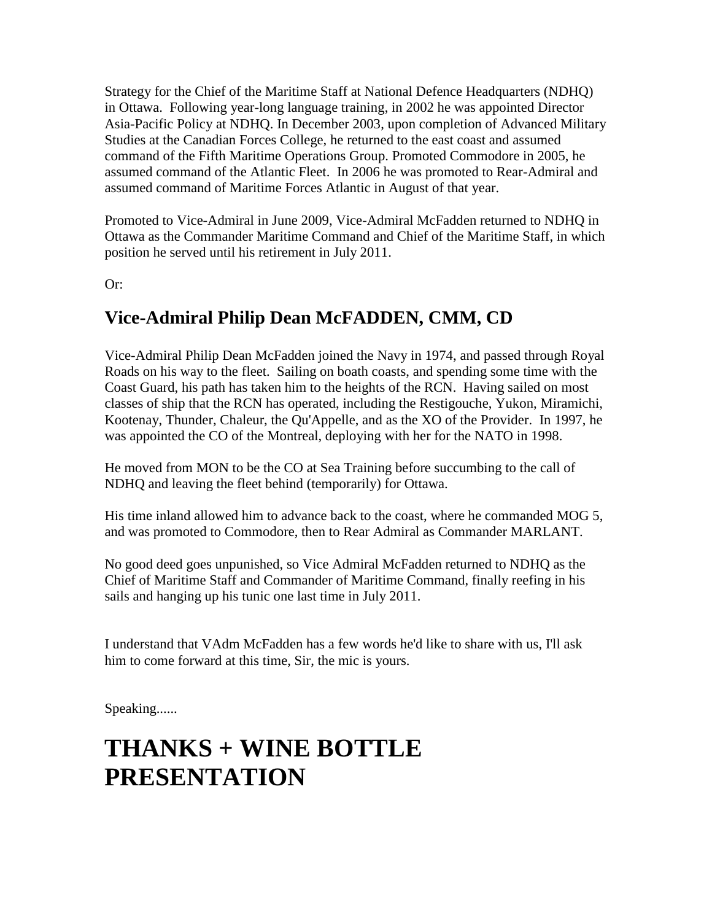Strategy for the Chief of the Maritime Staff at National Defence Headquarters (NDHQ) in Ottawa. Following year-long language training, in 2002 he was appointed Director Asia-Pacific Policy at NDHQ. In December 2003, upon completion of Advanced Military Studies at the Canadian Forces College, he returned to the east coast and assumed command of the Fifth Maritime Operations Group. Promoted Commodore in 2005, he assumed command of the Atlantic Fleet. In 2006 he was promoted to Rear-Admiral and assumed command of Maritime Forces Atlantic in August of that year.

Promoted to Vice-Admiral in June 2009, Vice-Admiral McFadden returned to NDHQ in Ottawa as the Commander Maritime Command and Chief of the Maritime Staff, in which position he served until his retirement in July 2011.

Or:

## Vice-Admiral Philip Dean McFADDEN, CMM, CD

Vice-Admiral Philip Dean McFadden joined the Navy in 1974, and passed through Royal Roads on his way to the fleet. Sailing on boath coasts, and spending some time with the Coast Guard, his path has taken him to the heights of the RCN. Having sailed on most classes of ship that the RCN has operated, including the Restigouche, Yukon, Miramichi, Kootenay, Thunder, Chaleur, the Qu'Appelle, and as the XO of the Provider. In 1997, he was appointed the CO of the Montreal, deploying with her for the NATO in 1998.

He moved from MON to be the CO at Sea Training before succumbing to the call of NDHQ and leaving the fleet behind (temporarily) for Ottawa.

His time inland allowed him to advance back to the coast, where he commanded MOG 5, and was promoted to Commodore, then to Rear Admiral as Commander MARLANT.

No good deed goes unpunished, so Vice Admiral McFadden returned to NDHQ as the Chief of Maritime Staff and Commander of Maritime Command, finally reefing in his sails and hanging up his tunic one last time in July 2011.

I understand that VAdm McFadden has a few words he'd like to share with us, I'll ask him to come forward at this time, Sir, the mic is yours.

Speaking......

# THANKS + WINE BOTTLE PRESENTATION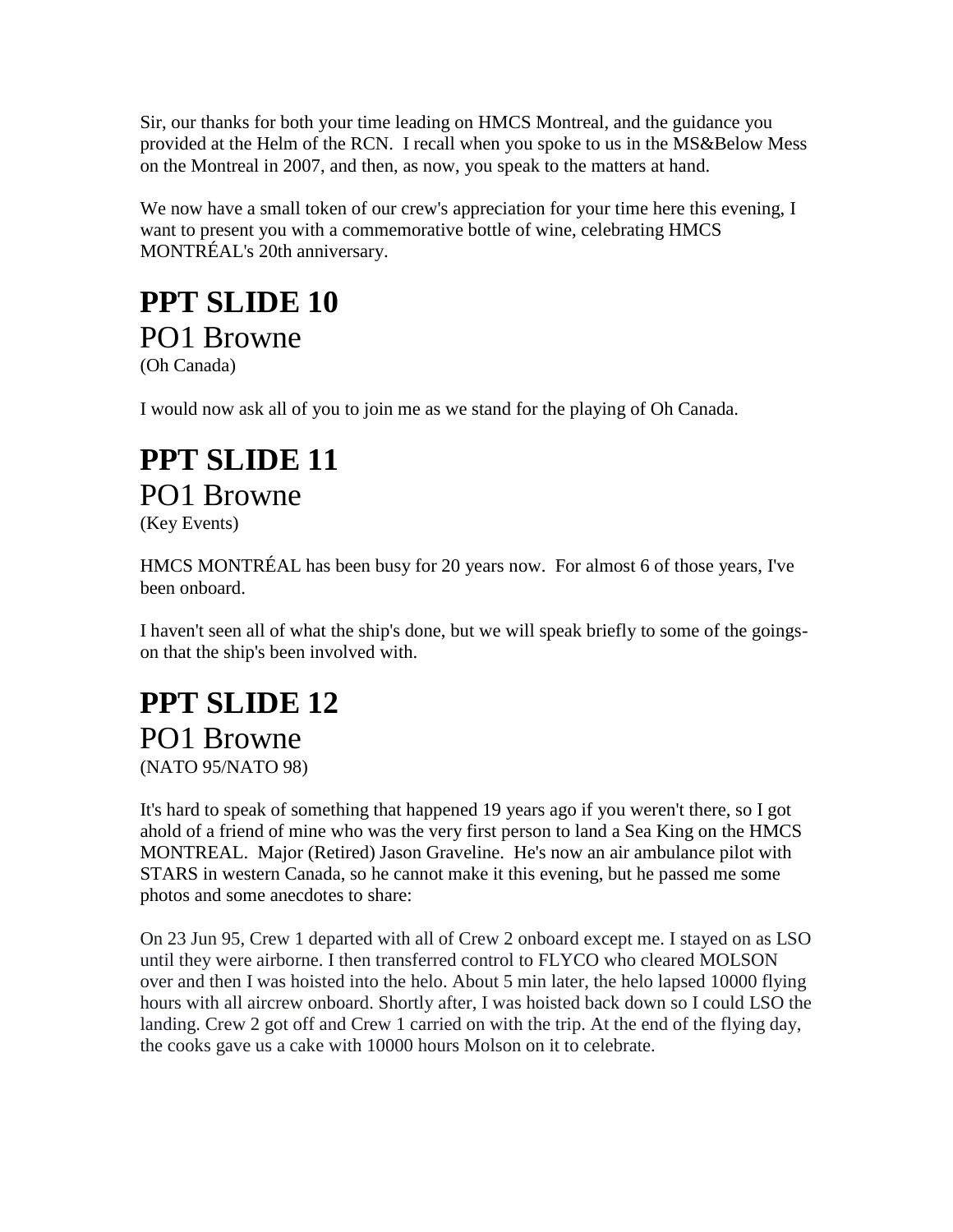Sir, our thanks for both your time leading on HMCS Montreal, and the guidance you provided at the Helm of the RCN. I recall when you spoke to us in the MS&Below Mess on the Montreal in 2007, and then, as now, you speak to the matters at hand.

We now have a small token of our crew's appreciation for your time here this evening, I want to present you with a commemorative bottle of wine, celebrating HMCS MONTRÉAL's 20th anniversary.

# PPT SLIDE 10

## PO1 Browne

(Oh Canada)

I would now ask all of you to join me as we stand for the playing of Oh Canada.

# PPT SLIDE 11

## PO1 Browne

(Key Events)

HMCS MONTRÉAL has been busy for 20 years now. For almost 6 of those years, I've been onboard.

I haven't seen all of what the ship's done, but we will speak briefly to some of the goings-on that the ship's been involved with.

# PPT SLIDE 12

## PO1 Browne

(NATO 95/NATO 98)

It's hard to speak of something that happened 19 years ago if you weren't there, so I got ahold of a friend of mine who was the very first person to land a Sea King on the HMCS MONTREAL. Major (Retired) Jason Graveline. He's now an air ambulance pilot with STARS in western Canada, so he cannot make it this evening, but he passed me some photos and some anecdotes to share:

On 23 Jun 95, Crew 1 departed with all of Crew 2 onboard except me. I stayed on as LSO until they were airborne. I then transferred control to FLYCO who cleared MOLSON over and then I was hoisted into the helo. About 5 min later, the helo lapsed 10000 flying hours with all aircrew onboard. Shortly after, I was hoisted back down so I could LSO the landing. Crew 2 got off and Crew 1 carried on with the trip. At the end of the flying day, the cooks gave us a cake with 10000 hours Molson on it to celebrate.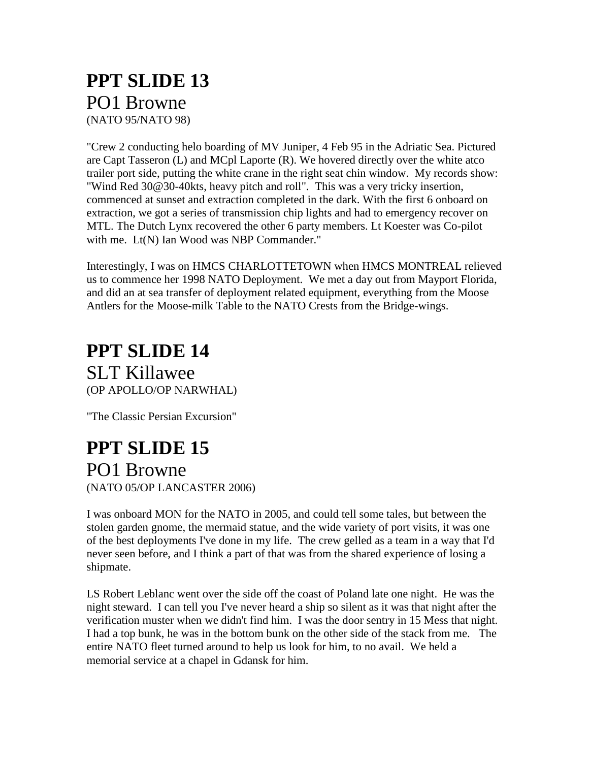# PPT SLIDE 13

## PO1 Browne

(NATO 95/NATO 98)

"Crew 2 conducting helo boarding of MV Juniper, 4 Feb 95 in the Adriatic Sea. Pictured are Capt Tasseron (L) and MCpl Laporte (R). We hovered directly over the white atco trailer port side, putting the white crane in the right seat chin window. My records show: "Wind Red 30@30-40kts, heavy pitch and roll". This was a very tricky insertion, commenced at sunset and extraction completed in the dark. With the first 6 onboard on extraction, we got a series of transmission chip lights and had to emergency recover on MTL. The Dutch Lynx recovered the other 6 party members. Lt Koester was Co-pilot with me. Lt(N) Ian Wood was NBP Commander."

Interestingly, I was on HMCS CHARLOTTETOWN when HMCS MONTREAL relieved us to commence her 1998 NATO Deployment. We met a day out from Mayport Florida, and did an at sea transfer of deployment related equipment, everything from the Moose Antlers for the Moose-milk Table to the NATO Crests from the Bridge-wings.

# PPT SLIDE 14

## SLT Killawee

(OP APOLLO/OP NARWHAL)

"The Classic Persian Excursion"

# PPT SLIDE 15

## PO1 Browne

(NATO 05/OP LANCASTER 2006)

I was onboard MON for the NATO in 2005, and could tell some tales, but between the stolen garden gnome, the mermaid statue, and the wide variety of port visits, it was one of the best deployments I've done in my life. The crew gelled as a team in a way that I'd never seen before, and I think a part of that was from the shared experience of losing a shipmate.

LS Robert Leblanc went over the side off the coast of Poland late one night. He was the night steward. I can tell you I've never heard a ship so silent as it was that night after the verification muster when we didn't find him. I was the door sentry in 15 Mess that night. I had a top bunk, he was in the bottom bunk on the other side of the stack from me. The entire NATO fleet turned around to help us look for him, to no avail. We held a memorial service at a chapel in Gdansk for him.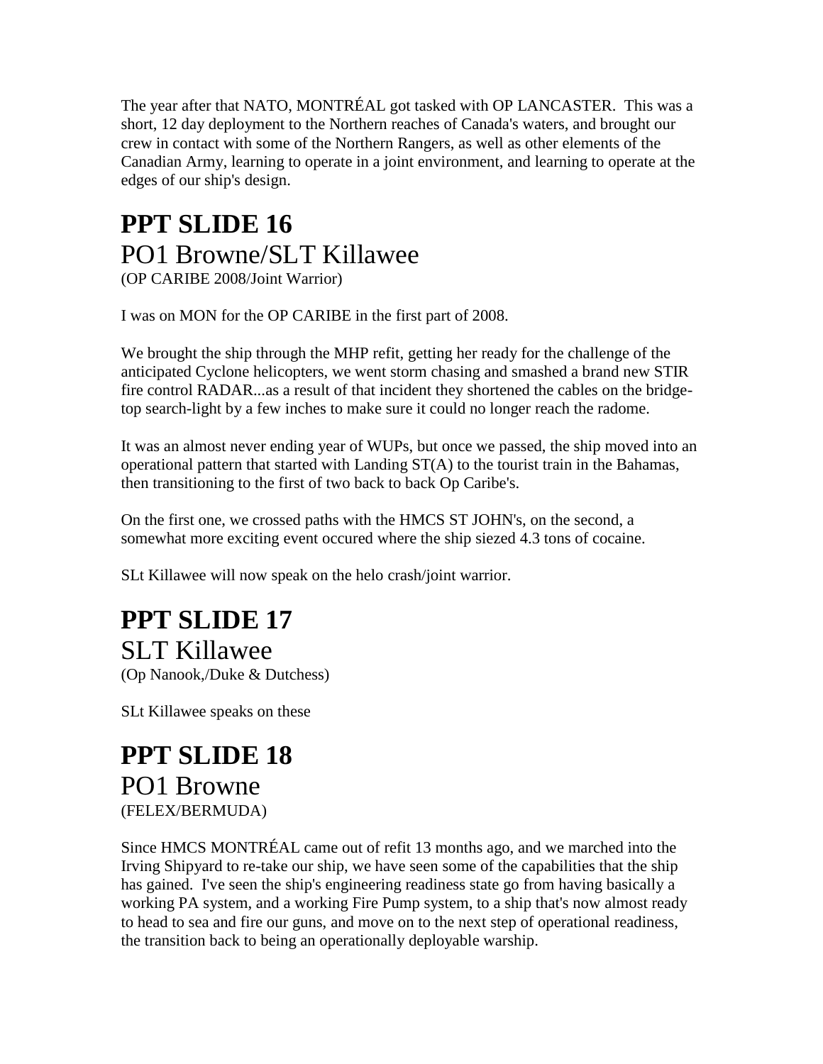The year after that NATO, MONTRÉAL got tasked with OP LANCASTER.  This was a short, 12 day deployment to the Northern reaches of Canada's waters, and brought our crew in contact with some of the Northern Rangers, as well as other elements of the Canadian Army, learning to operate in a joint environment, and learning to operate at the edges of our ship's design.

# PPT SLIDE 16

## PO1 Browne/SLT Killawee

(OP CARIBE 2008/Joint Warrior)

I was on MON for the OP CARIBE in the first part of 2008.

We brought the ship through the MHP refit, getting her ready for the challenge of the anticipated Cyclone helicopters, we went storm chasing and smashed a brand new STIR fire control RADAR...as a result of that incident they shortened the cables on the bridge-top search-light by a few inches to make sure it could no longer reach the radome.

It was an almost never ending year of WUPs, but once we passed, the ship moved into an operational pattern that started with Landing ST(A) to the tourist train in the Bahamas, then transitioning to the first of two back to back Op Caribe's.

On the first one, we crossed paths with the HMCS ST JOHN's, on the second, a somewhat more exciting event occured where the ship siezed 4.3 tons of cocaine.

SLt Killawee will now speak on the helo crash/joint warrior.

# PPT SLIDE 17

## SLT Killawee

(Op Nanook,/Duke & Dutchess)

SLt Killawee speaks on these

# PPT SLIDE 18

## PO1 Browne

(FELEX/BERMUDA)

Since HMCS MONTRÉAL came out of refit 13 months ago, and we marched into the Irving Shipyard to re-take our ship, we have seen some of the capabilities that the ship has gained.  I've seen the ship's engineering readiness state go from having basically a working PA system, and a working Fire Pump system, to a ship that's now almost ready to head to sea and fire our guns, and move on to the next step of operational readiness, the transition back to being an operationally deployable warship.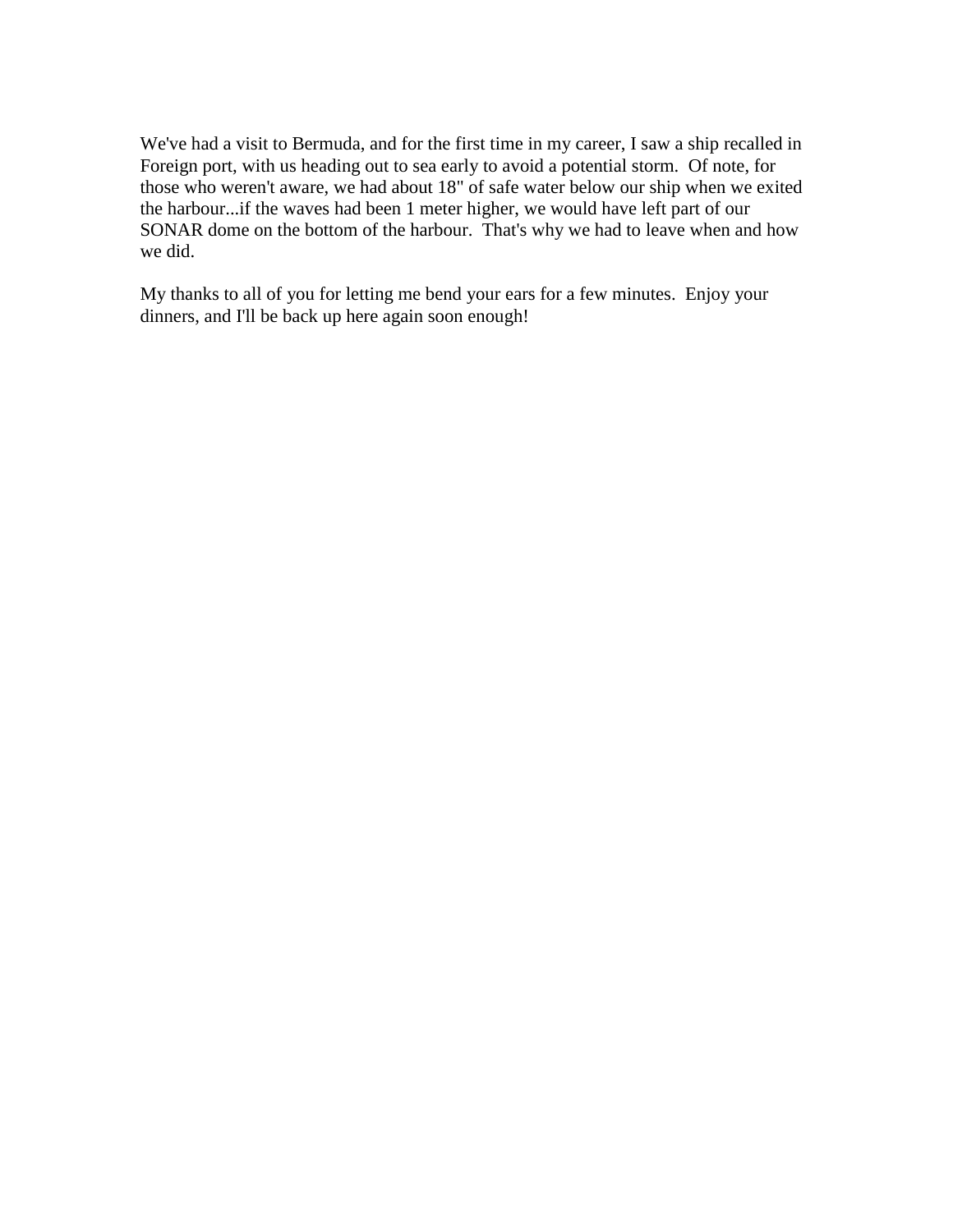We've had a visit to Bermuda, and for the first time in my career, I saw a ship recalled in Foreign port, with us heading out to sea early to avoid a potential storm. Of note, for those who weren't aware, we had about 18" of safe water below our ship when we exited the harbour...if the waves had been 1 meter higher, we would have left part of our SONAR dome on the bottom of the harbour. That's why we had to leave when and how we did.

My thanks to all of you for letting me bend your ears for a few minutes. Enjoy your dinners, and I'll be back up here again soon enough!